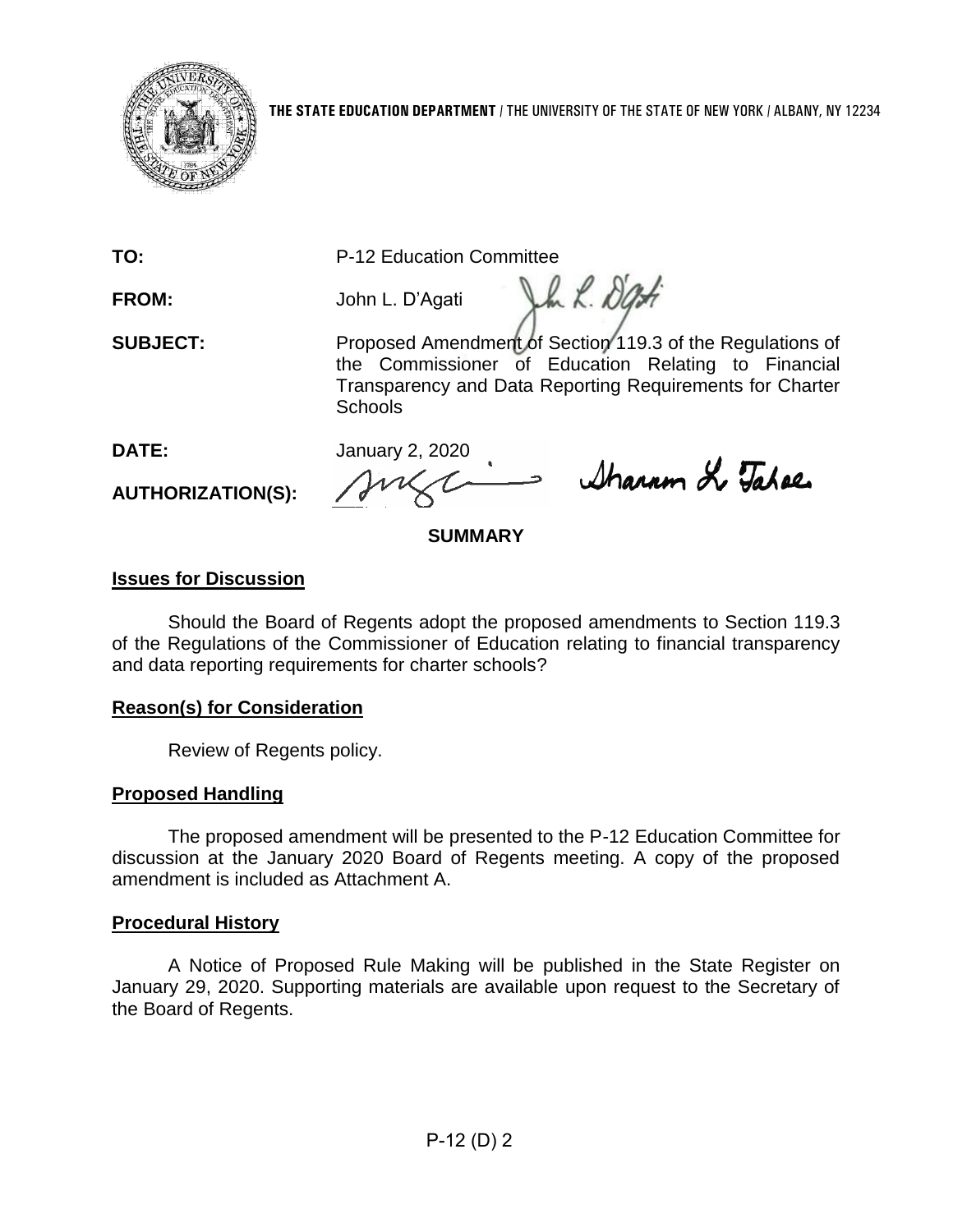**THE STATE EDUCATION DEPARTMENT** / THE UNIVERSITY OF THE STATE OF NEW YORK / ALBANY, NY 12234

**TO:** P-12 Education Committee

**FROM:** John L. D'Agati

**SUBJECT:** Proposed Amendment of Section 119.3 of the Regulations of the Commissioner of Education Relating to Financial Transparency and Data Reporting Requirements for Charter Schools

**DATE:** January 2, 2020

**AUTHORIZATION(S):**

**SUMMARY**

**Issues for Discussion**

Should the Board of Regents adopt the proposed amendments to Section 119.3 of the Regulations of the Commissioner of Education relating to financial transparency and data reporting requirements for charter schools?

**Reason(s) for Consideration**

Review of Regents policy.

**Proposed Handling**

The proposed amendment will be presented to the P-12 Education Committee for discussion at the January 2020 Board of Regents meeting. A copy of the proposed amendment is included as Attachment A.

**Procedural History**

A Notice of Proposed Rule Making will be published in the State Register on January 29, 2020. Supporting materials are available upon request to the Secretary of the Board of Regents.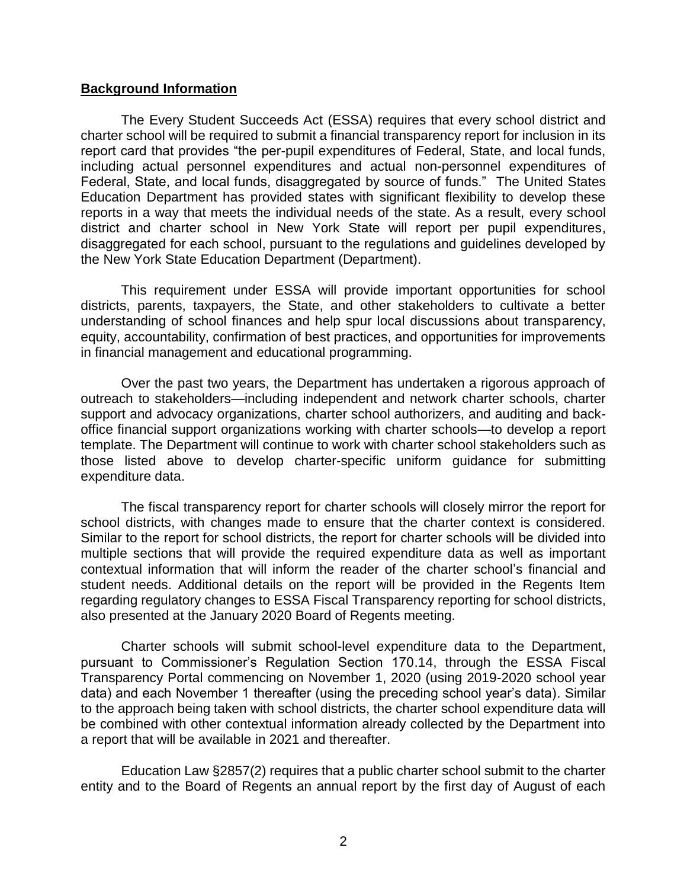**Background Information**

The Every Student Succeeds Act (ESSA) requires that every school district and charter school will be required to submit a financial transparency report for inclusion in its report card that provides "the per-pupil expenditures of Federal, State, and local funds, including actual personnel expenditures and actual non-personnel expenditures of Federal, State, and local funds, disaggregated by source of funds." The United States Education Department has provided states with significant flexibility to develop these reports in a way that meets the individual needs of the state. As a result, every school district and charter school in New York State will report per pupil expenditures, disaggregated for each school, pursuant to the regulations and guidelines developed by the New York State Education Department (Department).

This requirement under ESSA will provide important opportunities for school districts, parents, taxpayers, the State, and other stakeholders to cultivate a better understanding of school finances and help spur local discussions about transparency, equity, accountability, confirmation of best practices, and opportunities for improvements in financial management and educational programming.

Over the past two years, the Department has undertaken a rigorous approach of outreach to stakeholders—including independent and network charter schools, charter support and advocacy organizations, charter school authorizers, and auditing and back-office financial support organizations working with charter schools—to develop a report template. The Department will continue to work with charter school stakeholders such as those listed above to develop charter-specific uniform guidance for submitting expenditure data.

The fiscal transparency report for charter schools will closely mirror the report for school districts, with changes made to ensure that the charter context is considered. Similar to the report for school districts, the report for charter schools will be divided into multiple sections that will provide the required expenditure data as well as important contextual information that will inform the reader of the charter school's financial and student needs. Additional details on the report will be provided in the Regents Item regarding regulatory changes to ESSA Fiscal Transparency reporting for school districts, also presented at the January 2020 Board of Regents meeting.

Charter schools will submit school-level expenditure data to the Department, pursuant to Commissioner's Regulation Section 170.14, through the ESSA Fiscal Transparency Portal commencing on November 1, 2020 (using 2019-2020 school year data) and each November 1 thereafter (using the preceding school year's data). Similar to the approach being taken with school districts, the charter school expenditure data will be combined with other contextual information already collected by the Department into a report that will be available in 2021 and thereafter.

Education Law §2857(2) requires that a public charter school submit to the charter entity and to the Board of Regents an annual report by the first day of August of each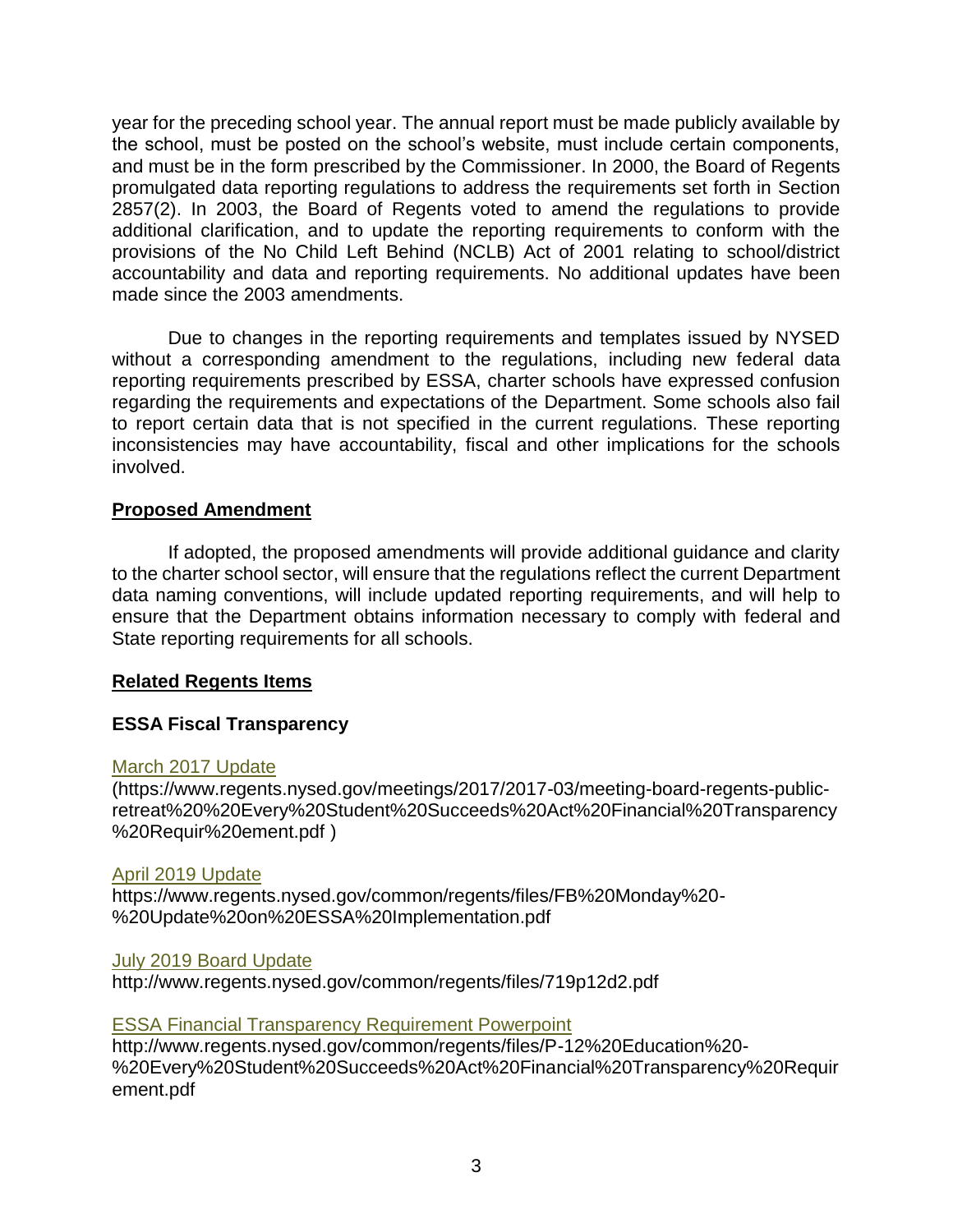year for the preceding school year. The annual report must be made publicly available by the school, must be posted on the school's website, must include certain components, and must be in the form prescribed by the Commissioner. In 2000, the Board of Regents promulgated data reporting regulations to address the requirements set forth in Section 2857(2). In 2003, the Board of Regents voted to amend the regulations to provide additional clarification, and to update the reporting requirements to conform with the provisions of the No Child Left Behind (NCLB) Act of 2001 relating to school/district accountability and data and reporting requirements. No additional updates have been made since the 2003 amendments.

Due to changes in the reporting requirements and templates issued by NYSED without a corresponding amendment to the regulations, including new federal data reporting requirements prescribed by ESSA, charter schools have expressed confusion regarding the requirements and expectations of the Department. Some schools also fail to report certain data that is not specified in the current regulations. These reporting inconsistencies may have accountability, fiscal and other implications for the schools involved.

## Proposed Amendment

If adopted, the proposed amendments will provide additional guidance and clarity to the charter school sector, will ensure that the regulations reflect the current Department data naming conventions, will include updated reporting requirements, and will help to ensure that the Department obtains information necessary to comply with federal and State reporting requirements for all schools.

## Related Regents Items

### ESSA Fiscal Transparency

March 2017 Update
(https://www.regents.nysed.gov/meetings/2017/2017-03/meeting-board-regents-public-retreat%20%20Every%20Student%20Succeeds%20Act%20Financial%20Transparency%20Requir%20ement.pdf )

April 2019 Update
https://www.regents.nysed.gov/common/regents/files/FB%20Monday%20-%20Update%20on%20ESSA%20Implementation.pdf

July 2019 Board Update
http://www.regents.nysed.gov/common/regents/files/719p12d2.pdf

ESSA Financial Transparency Requirement Powerpoint
http://www.regents.nysed.gov/common/regents/files/P-12%20Education%20-%20Every%20Student%20Succeeds%20Act%20Financial%20Transparency%20Requirement.pdf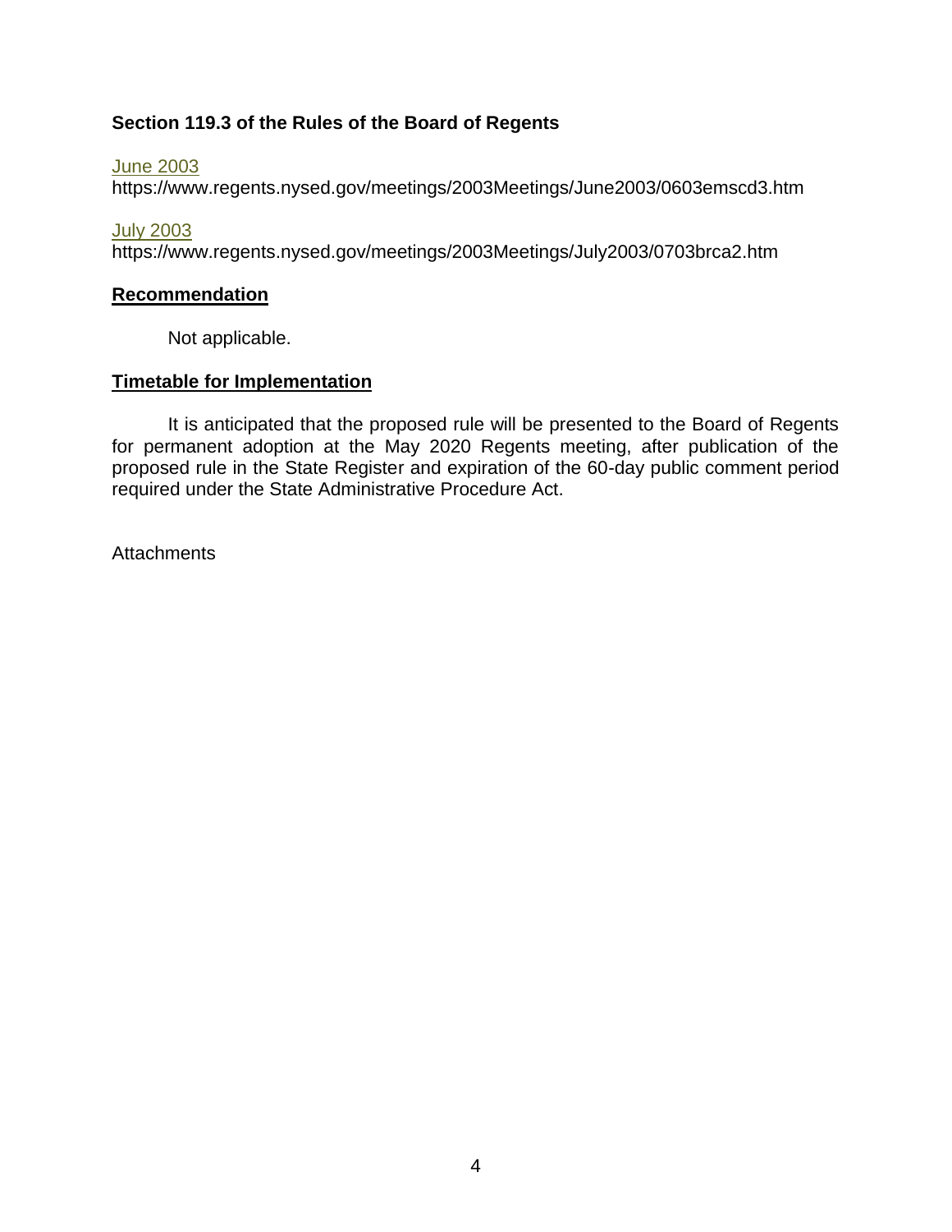**Section 119.3 of the Rules of the Board of Regents**

June 2003
https://www.regents.nysed.gov/meetings/2003Meetings/June2003/0603emscd3.htm

July 2003
https://www.regents.nysed.gov/meetings/2003Meetings/July2003/0703brca2.htm

**Recommendation**

Not applicable.

**Timetable for Implementation**

It is anticipated that the proposed rule will be presented to the Board of Regents for permanent adoption at the May 2020 Regents meeting, after publication of the proposed rule in the State Register and expiration of the 60-day public comment period required under the State Administrative Procedure Act.

Attachments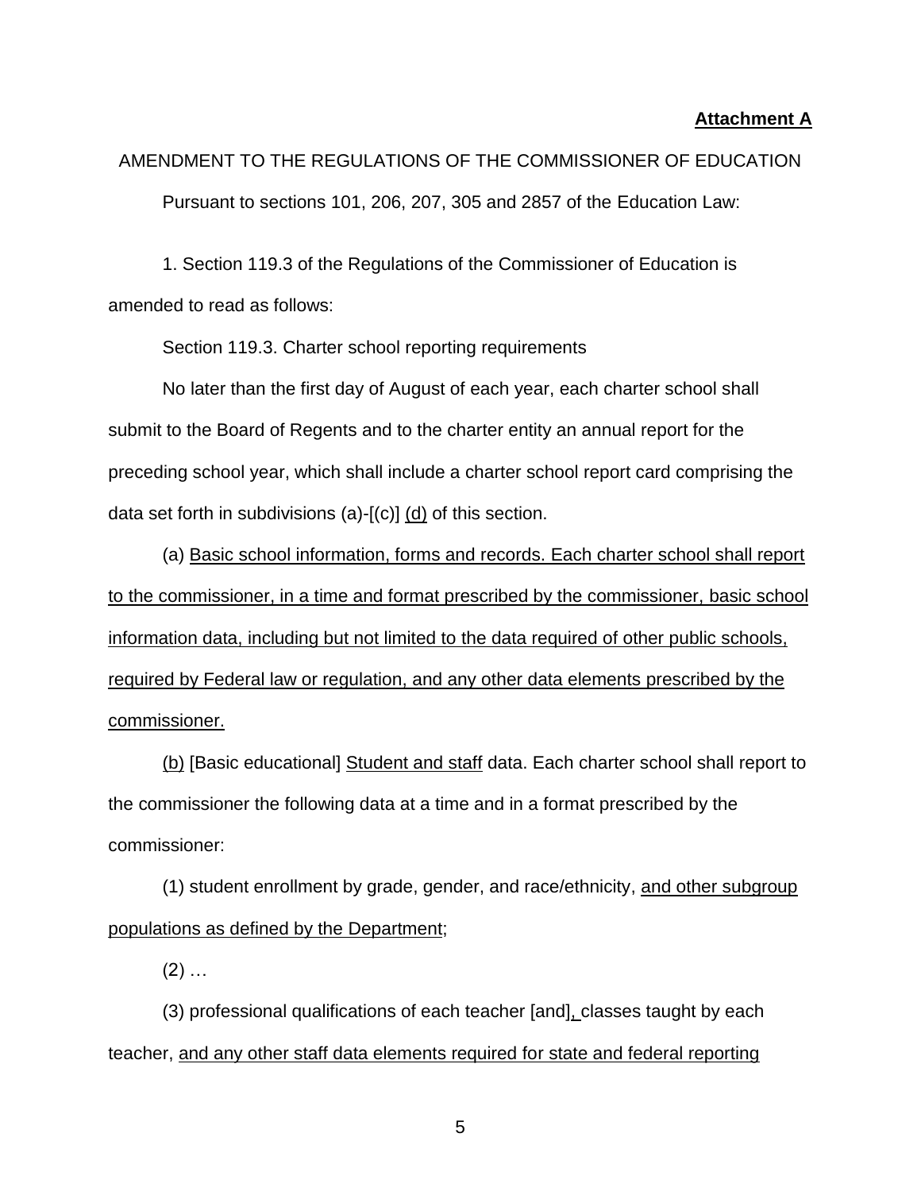**Attachment A**

AMENDMENT TO THE REGULATIONS OF THE COMMISSIONER OF EDUCATION

Pursuant to sections 101, 206, 207, 305 and 2857 of the Education Law:

1. Section 119.3 of the Regulations of the Commissioner of Education is amended to read as follows:

Section 119.3. Charter school reporting requirements

No later than the first day of August of each year, each charter school shall submit to the Board of Regents and to the charter entity an annual report for the preceding school year, which shall include a charter school report card comprising the data set forth in subdivisions (a)-[(c)] <u>(d)</u> of this section.

(a) <u>Basic school information, forms and records. Each charter school shall report to the commissioner, in a time and format prescribed by the commissioner, basic school information data, including but not limited to the data required of other public schools, required by Federal law or regulation, and any other data elements prescribed by the commissioner.</u>

<u>(b)</u> [Basic educational] <u>Student and staff</u> data. Each charter school shall report to the commissioner the following data at a time and in a format prescribed by the commissioner:

(1) student enrollment by grade, gender, and race/ethnicity, <u>and other subgroup populations as defined by the Department</u>;

(2) …

(3) professional qualifications of each teacher [and]<u>,</u> classes taught by each teacher, <u>and any other staff data elements required for state and federal reporting</u>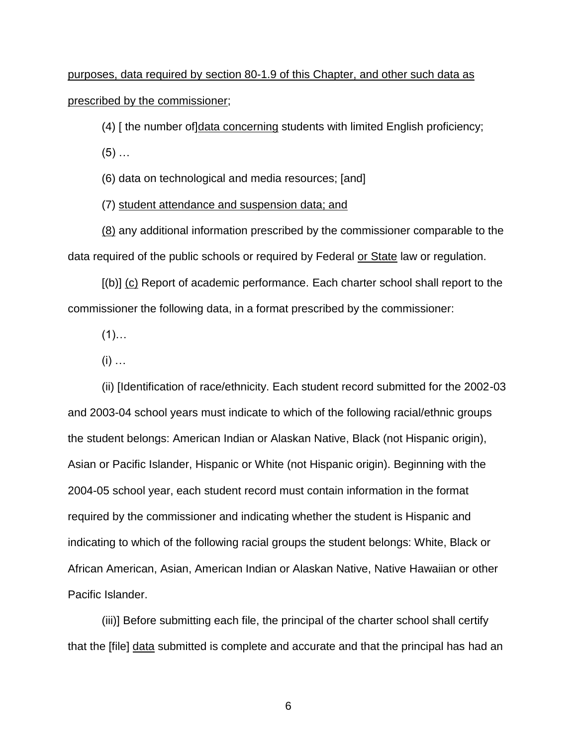<u>purposes, data required by section 80-1.9 of this Chapter, and other such data as prescribed by the commissioner</u>;

(4) [ the number of]<u>data concerning</u> students with limited English proficiency;

(5) …

(6) data on technological and media resources; [and]

(7) <u>student attendance and suspension data; and</u>

<u>(8)</u> any additional information prescribed by the commissioner comparable to the data required of the public schools or required by Federal <u>or State</u> law or regulation.

[(b)] <u>(c)</u> Report of academic performance. Each charter school shall report to the commissioner the following data, in a format prescribed by the commissioner:

(1)…

(i) …

(ii) [Identification of race/ethnicity. Each student record submitted for the 2002-03 and 2003-04 school years must indicate to which of the following racial/ethnic groups the student belongs: American Indian or Alaskan Native, Black (not Hispanic origin), Asian or Pacific Islander, Hispanic or White (not Hispanic origin). Beginning with the 2004-05 school year, each student record must contain information in the format required by the commissioner and indicating whether the student is Hispanic and indicating to which of the following racial groups the student belongs: White, Black or African American, Asian, American Indian or Alaskan Native, Native Hawaiian or other Pacific Islander.

(iii)] Before submitting each file, the principal of the charter school shall certify that the [file] <u>data</u> submitted is complete and accurate and that the principal has had an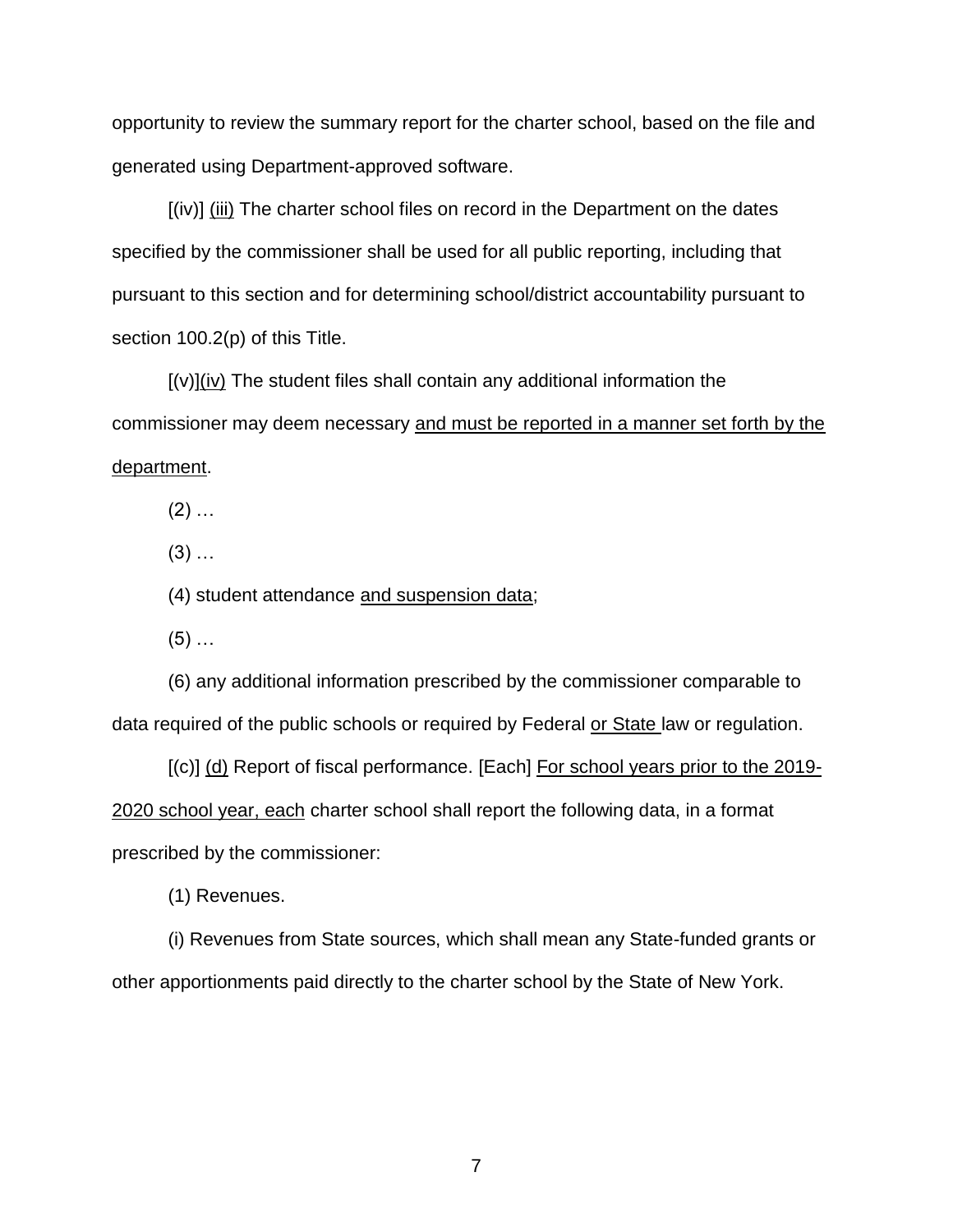opportunity to review the summary report for the charter school, based on the file and generated using Department-approved software.

[(iv)] <u>(iii)</u> The charter school files on record in the Department on the dates specified by the commissioner shall be used for all public reporting, including that pursuant to this section and for determining school/district accountability pursuant to section 100.2(p) of this Title.

[(v)]<u>(iv)</u> The student files shall contain any additional information the commissioner may deem necessary <u>and must be reported in a manner set forth by the department</u>.

(2) …

(3) …

(4) student attendance <u>and suspension data</u>;

(5) …

(6) any additional information prescribed by the commissioner comparable to data required of the public schools or required by Federal <u>or State</u> law or regulation.

[(c)] <u>(d)</u> Report of fiscal performance. [Each] <u>For school years prior to the 2019-2020 school year, each</u> charter school shall report the following data, in a format prescribed by the commissioner:

(1) Revenues.

(i) Revenues from State sources, which shall mean any State-funded grants or other apportionments paid directly to the charter school by the State of New York.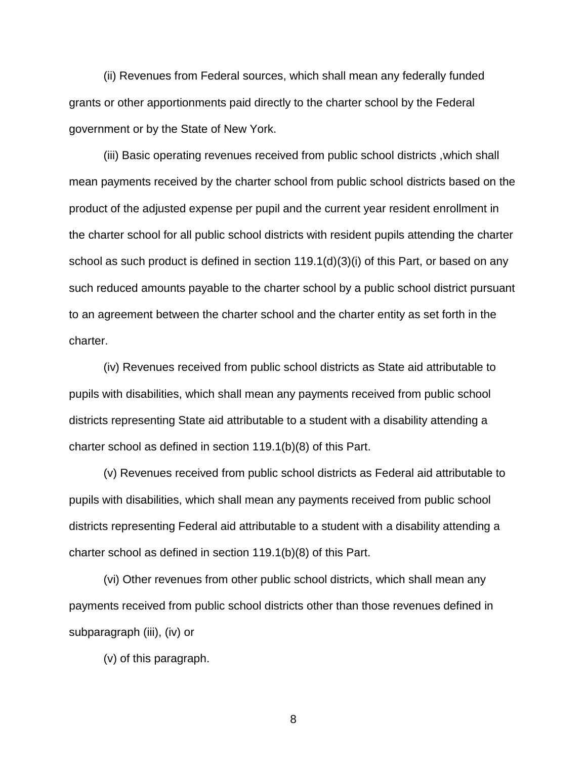(ii) Revenues from Federal sources, which shall mean any federally funded grants or other apportionments paid directly to the charter school by the Federal government or by the State of New York.

(iii) Basic operating revenues received from public school districts ,which shall mean payments received by the charter school from public school districts based on the product of the adjusted expense per pupil and the current year resident enrollment in the charter school for all public school districts with resident pupils attending the charter school as such product is defined in section 119.1(d)(3)(i) of this Part, or based on any such reduced amounts payable to the charter school by a public school district pursuant to an agreement between the charter school and the charter entity as set forth in the charter.

(iv) Revenues received from public school districts as State aid attributable to pupils with disabilities, which shall mean any payments received from public school districts representing State aid attributable to a student with a disability attending a charter school as defined in section 119.1(b)(8) of this Part.

(v) Revenues received from public school districts as Federal aid attributable to pupils with disabilities, which shall mean any payments received from public school districts representing Federal aid attributable to a student with a disability attending a charter school as defined in section 119.1(b)(8) of this Part.

(vi) Other revenues from other public school districts, which shall mean any payments received from public school districts other than those revenues defined in subparagraph (iii), (iv) or

(v) of this paragraph.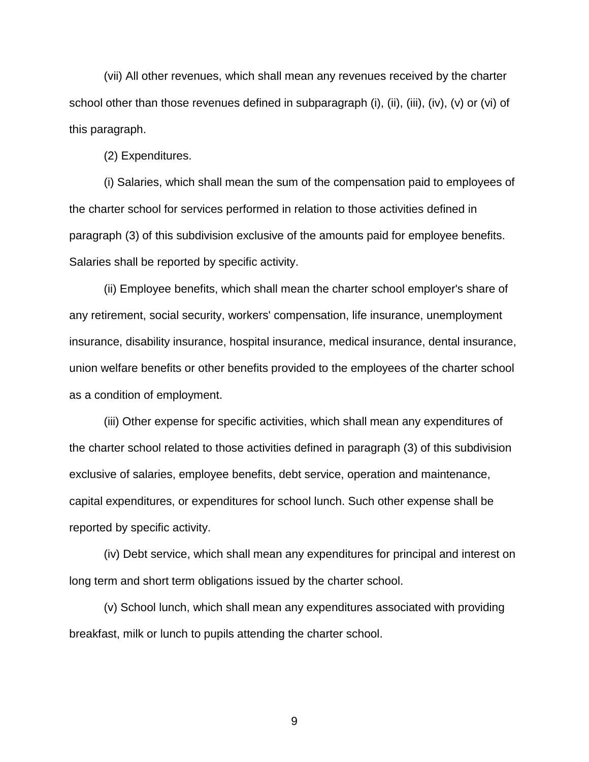(vii) All other revenues, which shall mean any revenues received by the charter school other than those revenues defined in subparagraph (i), (ii), (iii), (iv), (v) or (vi) of this paragraph.

(2) Expenditures.

(i) Salaries, which shall mean the sum of the compensation paid to employees of the charter school for services performed in relation to those activities defined in paragraph (3) of this subdivision exclusive of the amounts paid for employee benefits. Salaries shall be reported by specific activity.

(ii) Employee benefits, which shall mean the charter school employer's share of any retirement, social security, workers' compensation, life insurance, unemployment insurance, disability insurance, hospital insurance, medical insurance, dental insurance, union welfare benefits or other benefits provided to the employees of the charter school as a condition of employment.

(iii) Other expense for specific activities, which shall mean any expenditures of the charter school related to those activities defined in paragraph (3) of this subdivision exclusive of salaries, employee benefits, debt service, operation and maintenance, capital expenditures, or expenditures for school lunch. Such other expense shall be reported by specific activity.

(iv) Debt service, which shall mean any expenditures for principal and interest on long term and short term obligations issued by the charter school.

(v) School lunch, which shall mean any expenditures associated with providing breakfast, milk or lunch to pupils attending the charter school.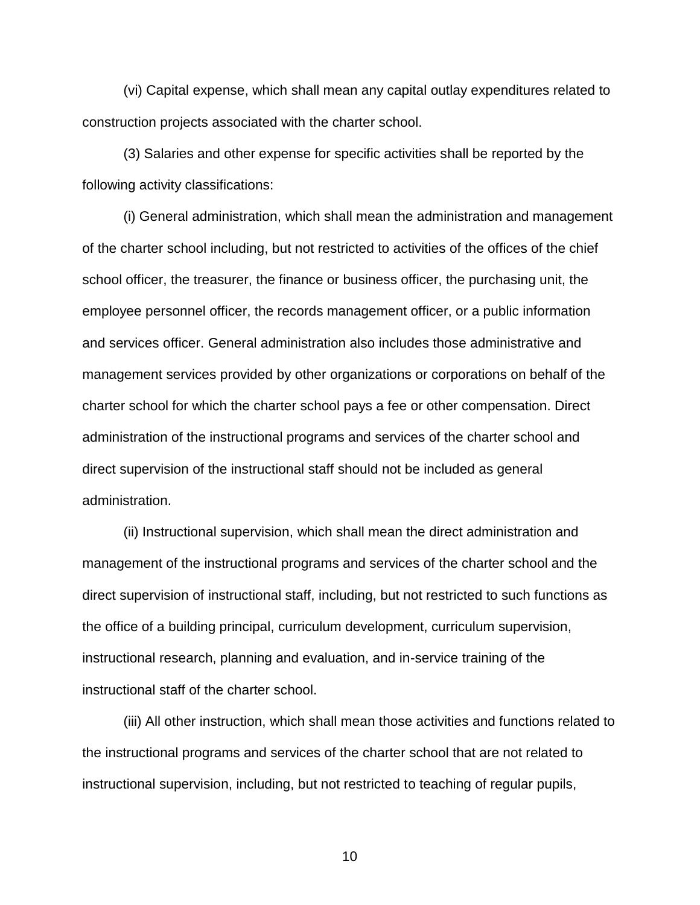(vi) Capital expense, which shall mean any capital outlay expenditures related to construction projects associated with the charter school.

(3) Salaries and other expense for specific activities shall be reported by the following activity classifications:

(i) General administration, which shall mean the administration and management of the charter school including, but not restricted to activities of the offices of the chief school officer, the treasurer, the finance or business officer, the purchasing unit, the employee personnel officer, the records management officer, or a public information and services officer. General administration also includes those administrative and management services provided by other organizations or corporations on behalf of the charter school for which the charter school pays a fee or other compensation. Direct administration of the instructional programs and services of the charter school and direct supervision of the instructional staff should not be included as general administration.

(ii) Instructional supervision, which shall mean the direct administration and management of the instructional programs and services of the charter school and the direct supervision of instructional staff, including, but not restricted to such functions as the office of a building principal, curriculum development, curriculum supervision, instructional research, planning and evaluation, and in-service training of the instructional staff of the charter school.

(iii) All other instruction, which shall mean those activities and functions related to the instructional programs and services of the charter school that are not related to instructional supervision, including, but not restricted to teaching of regular pupils,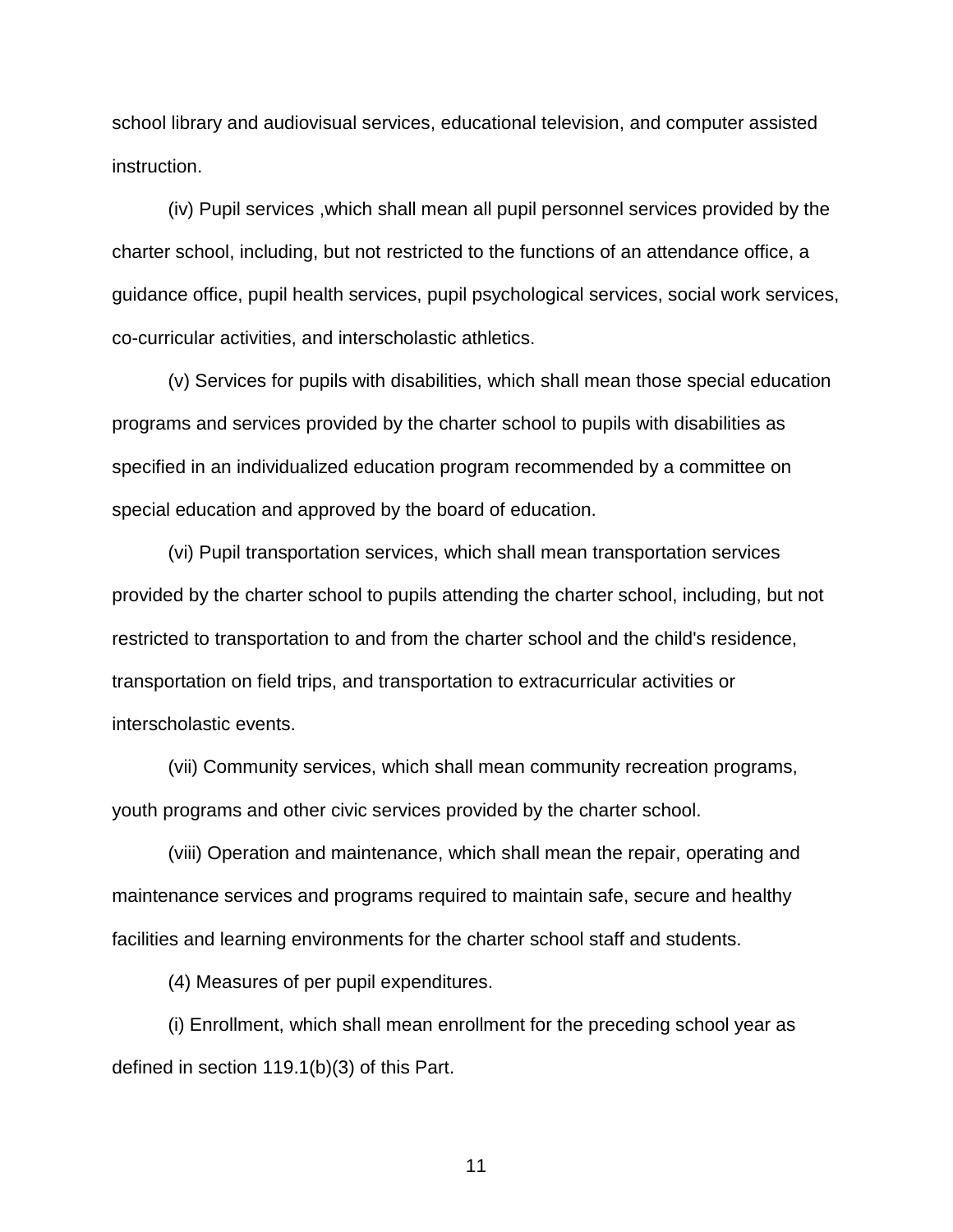school library and audiovisual services, educational television, and computer assisted instruction.

(iv) Pupil services ,which shall mean all pupil personnel services provided by the charter school, including, but not restricted to the functions of an attendance office, a guidance office, pupil health services, pupil psychological services, social work services, co-curricular activities, and interscholastic athletics.

(v) Services for pupils with disabilities, which shall mean those special education programs and services provided by the charter school to pupils with disabilities as specified in an individualized education program recommended by a committee on special education and approved by the board of education.

(vi) Pupil transportation services, which shall mean transportation services provided by the charter school to pupils attending the charter school, including, but not restricted to transportation to and from the charter school and the child's residence, transportation on field trips, and transportation to extracurricular activities or interscholastic events.

(vii) Community services, which shall mean community recreation programs, youth programs and other civic services provided by the charter school.

(viii) Operation and maintenance, which shall mean the repair, operating and maintenance services and programs required to maintain safe, secure and healthy facilities and learning environments for the charter school staff and students.

(4) Measures of per pupil expenditures.

(i) Enrollment, which shall mean enrollment for the preceding school year as defined in section 119.1(b)(3) of this Part.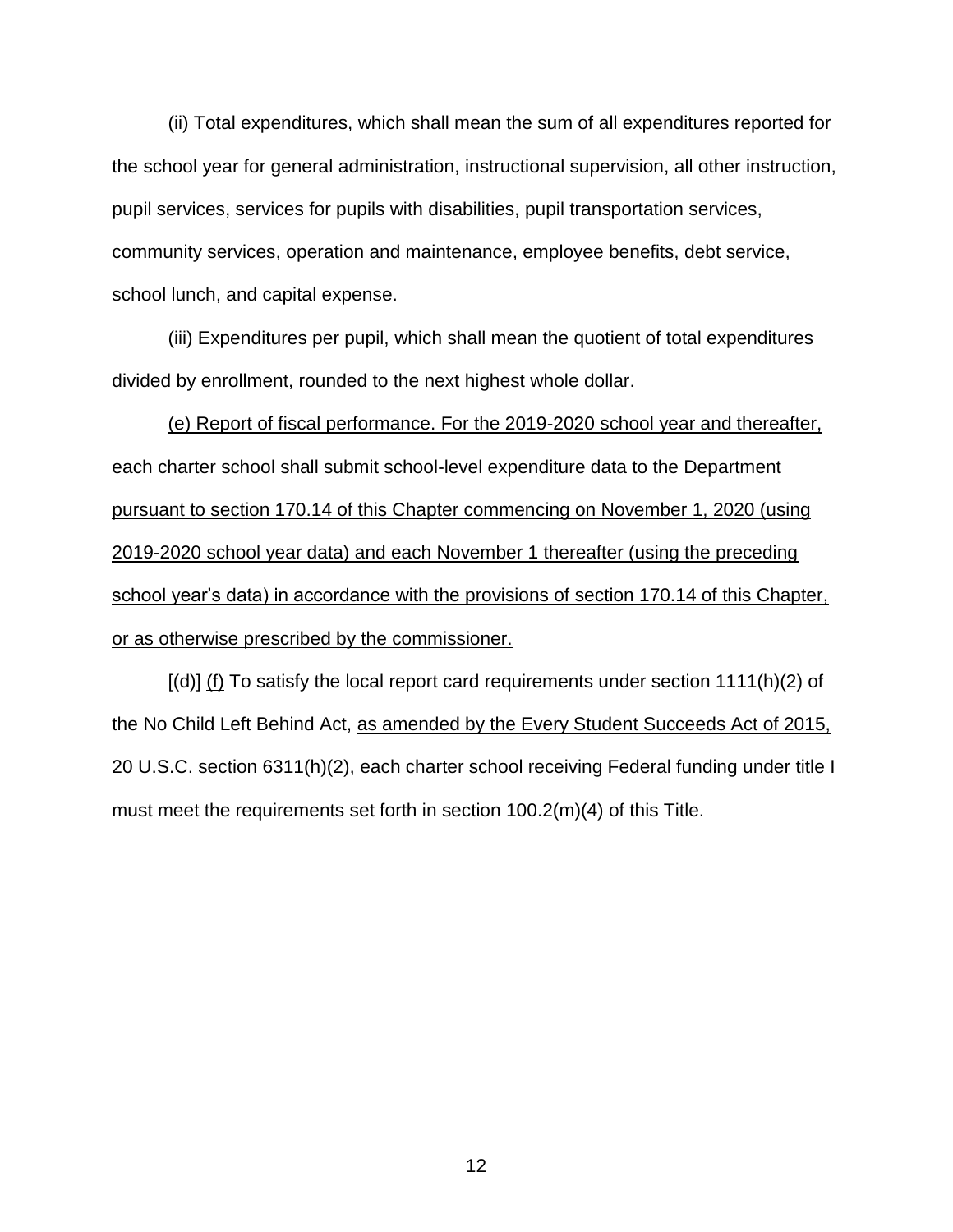(ii) Total expenditures, which shall mean the sum of all expenditures reported for the school year for general administration, instructional supervision, all other instruction, pupil services, services for pupils with disabilities, pupil transportation services, community services, operation and maintenance, employee benefits, debt service, school lunch, and capital expense.

(iii) Expenditures per pupil, which shall mean the quotient of total expenditures divided by enrollment, rounded to the next highest whole dollar.

<u>(e) Report of fiscal performance. For the 2019-2020 school year and thereafter, each charter school shall submit school-level expenditure data to the Department pursuant to section 170.14 of this Chapter commencing on November 1, 2020 (using 2019-2020 school year data) and each November 1 thereafter (using the preceding school year's data) in accordance with the provisions of section 170.14 of this Chapter, or as otherwise prescribed by the commissioner.</u>

[(d)] <u>(f)</u> To satisfy the local report card requirements under section 1111(h)(2) of the No Child Left Behind Act, <u>as amended by the Every Student Succeeds Act of 2015,</u> 20 U.S.C. section 6311(h)(2), each charter school receiving Federal funding under title I must meet the requirements set forth in section 100.2(m)(4) of this Title.